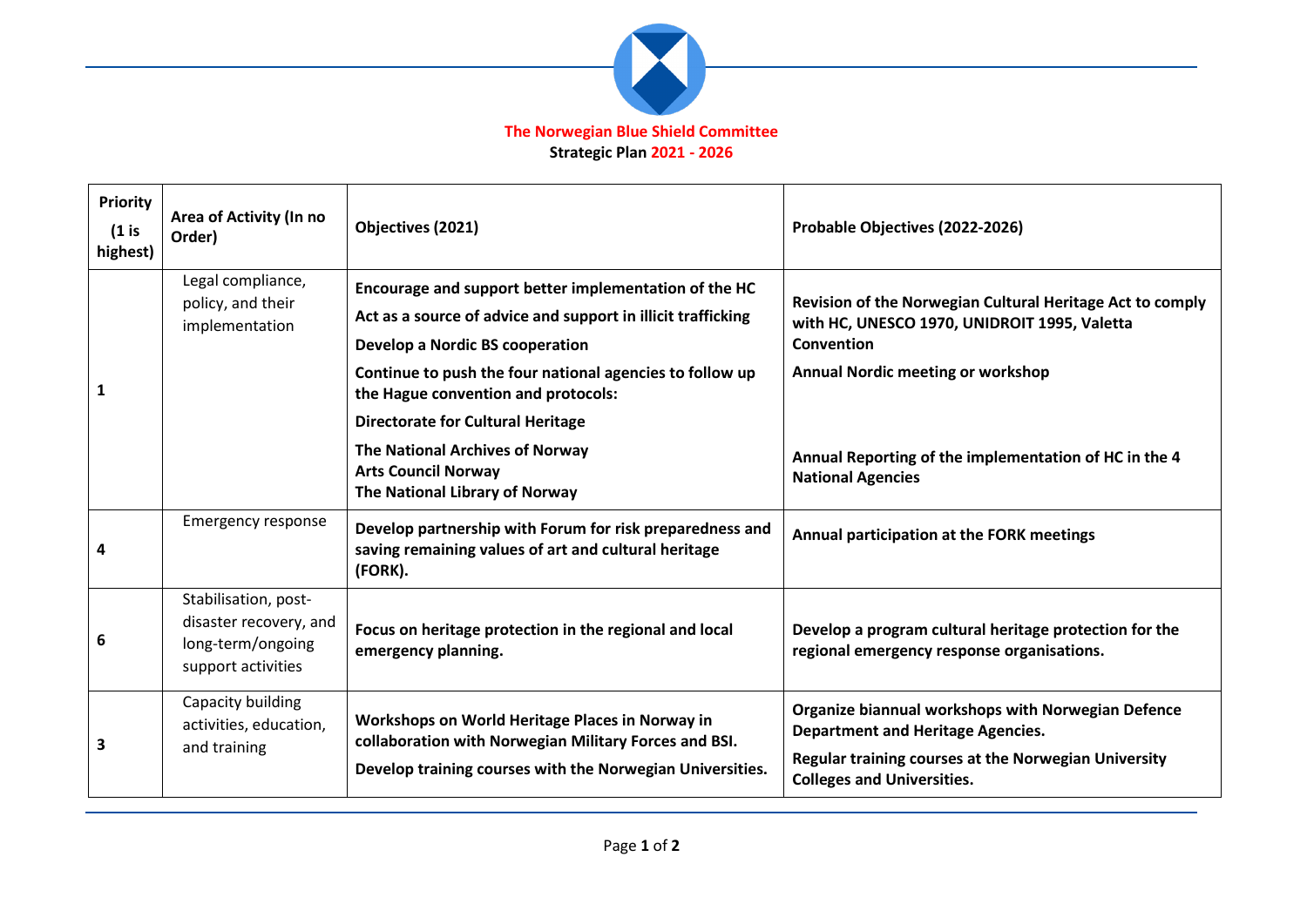**The Norwegian Blue Shield Committee**

**Strategic Plan 2021 - 2026**

| **Priority (1 is highest)** | **Area of Activity (In no Order)** | **Objectives (2021)** | **Probable Objectives (2022-2026)** |
|---|---|---|---|
| **1** | Legal compliance, policy, and their implementation | **Encourage and support better implementation of the HC**<br>**Act as a source of advice and support in illicit trafficking**<br>**Develop a Nordic BS cooperation**<br>**Continue to push the four national agencies to follow up the Hague convention and protocols:**<br>**Directorate for Cultural Heritage**<br>**The National Archives of Norway**<br>**Arts Council Norway**<br>**The National Library of Norway** | **Revision of the Norwegian Cultural Heritage Act to comply with HC, UNESCO 1970, UNIDROIT 1995, Valetta Convention**<br>**Annual Nordic meeting or workshop**<br>**Annual Reporting of the implementation of HC in the 4 National Agencies** |
| **4** | Emergency response | **Develop partnership with Forum for risk preparedness and saving remaining values of art and cultural heritage (FORK).** | **Annual participation at the FORK meetings** |
| **6** | Stabilisation, post-disaster recovery, and long-term/ongoing support activities | **Focus on heritage protection in the regional and local emergency planning.** | **Develop a program cultural heritage protection for the regional emergency response organisations.** |
| **3** | Capacity building activities, education, and training | **Workshops on World Heritage Places in Norway in collaboration with Norwegian Military Forces and BSI.**<br>**Develop training courses with the Norwegian Universities.** | **Organize biannual workshops with Norwegian Defence Department and Heritage Agencies.**<br>**Regular training courses at the Norwegian University Colleges and Universities.** |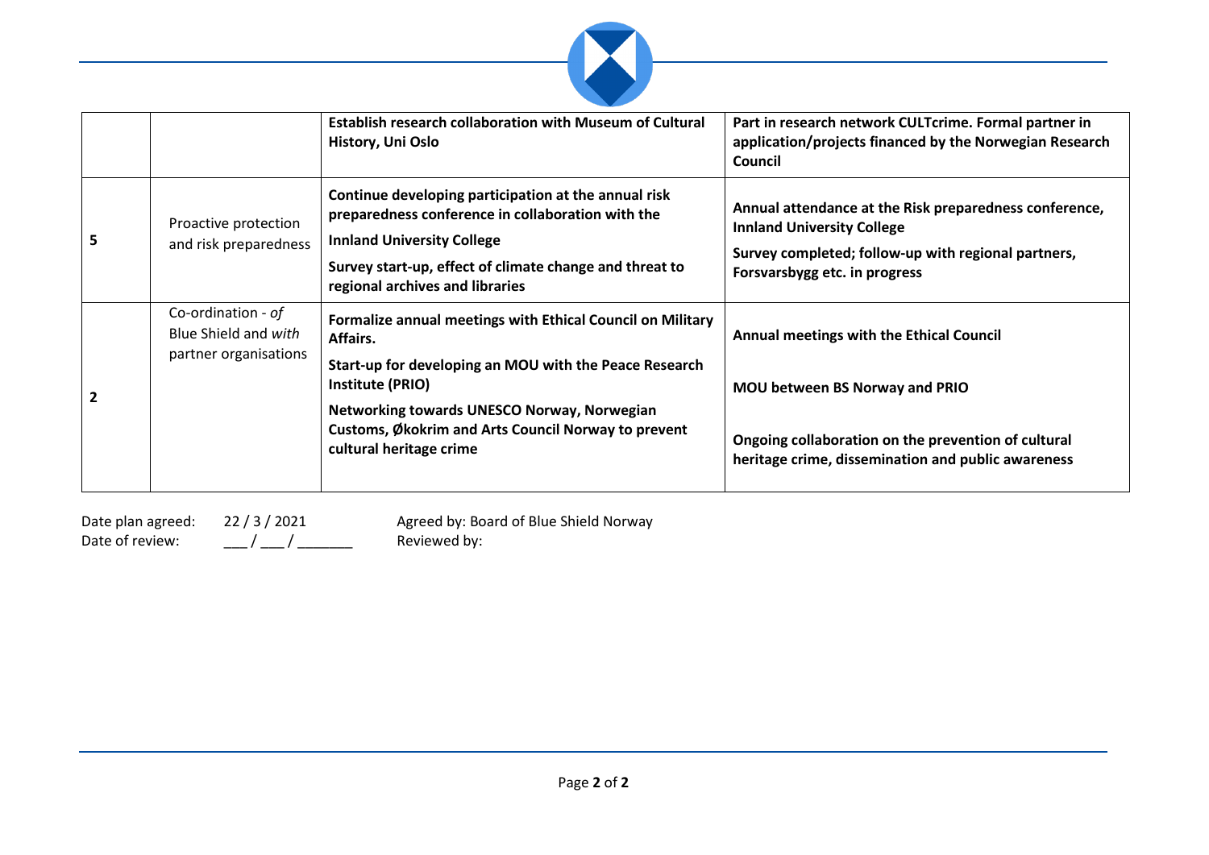| | | | |
|---|---|---|---|
| | | **Establish research collaboration with Museum of Cultural History, Uni Oslo** | **Part in research network CULTcrime. Formal partner in application/projects financed by the Norwegian Research Council** |
| 5 | Proactive protection and risk preparedness | **Continue developing participation at the annual risk preparedness conference in collaboration with the Innland University College**<br>**Survey start-up, effect of climate change and threat to regional archives and libraries** | **Annual attendance at the Risk preparedness conference, Innland University College**<br>**Survey completed; follow-up with regional partners, Forsvarsbygg etc. in progress** |
| 2 | Co-ordination - *of* Blue Shield and *with* partner organisations | **Formalize annual meetings with Ethical Council on Military Affairs.**<br>**Start-up for developing an MOU with the Peace Research Institute (PRIO)**<br>**Networking towards UNESCO Norway, Norwegian Customs, Økokrim and Arts Council Norway to prevent cultural heritage crime** | **Annual meetings with the Ethical Council**<br>**MOU between BS Norway and PRIO**<br>**Ongoing collaboration on the prevention of cultural heritage crime, dissemination and public awareness** |

Date plan agreed: 22 / 3 / 2021 Agreed by: Board of Blue Shield Norway

Date of review: ___ / ___ / _______ Reviewed by: